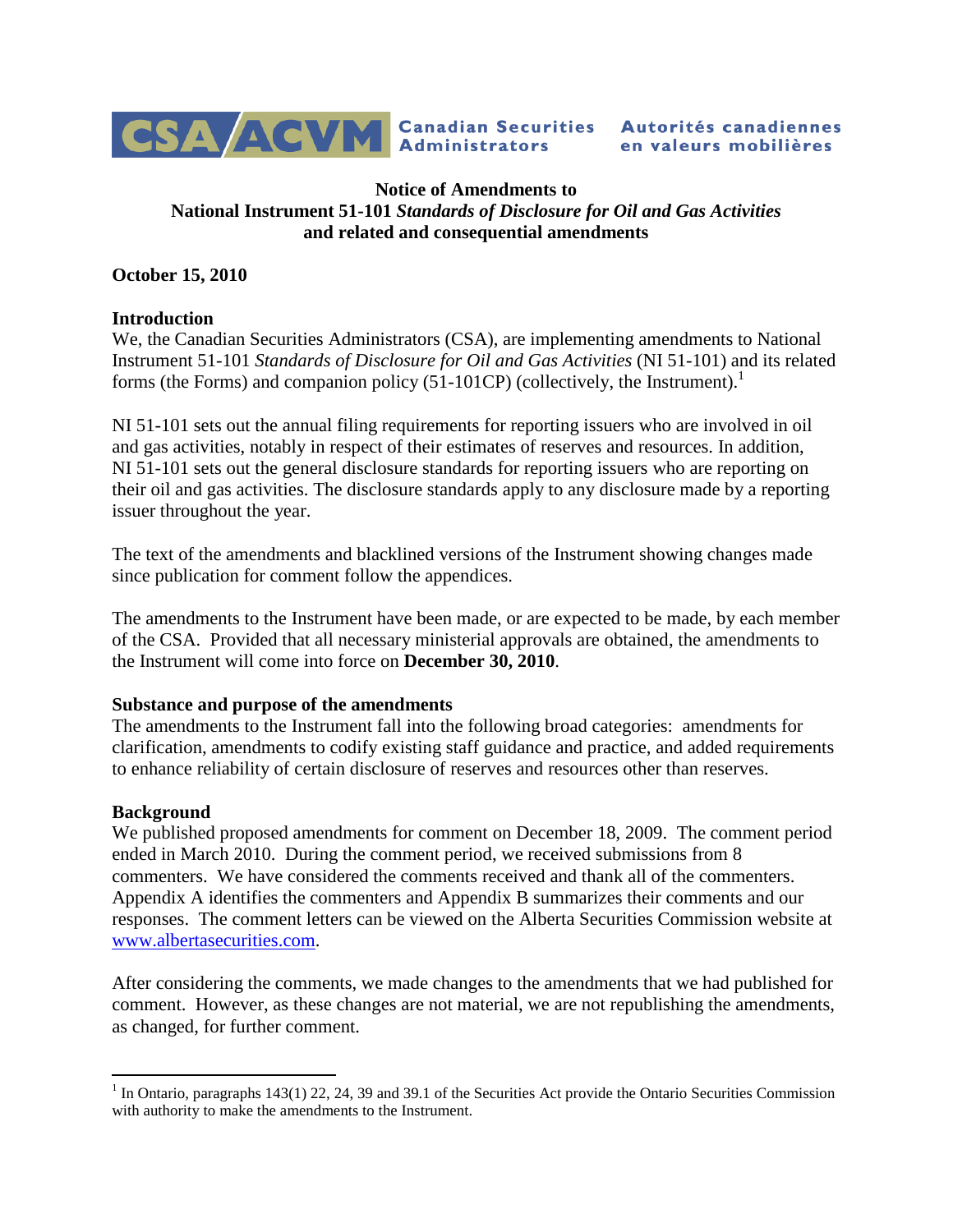CSA/ACVM Canadian Securities Administrators — Autorités canadiennes en valeurs mobilières

**Notice of Amendments to**
**National Instrument 51-101 *Standards of Disclosure for Oil and Gas Activities***
**and related and consequential amendments**

**October 15, 2010**

**Introduction**

We, the Canadian Securities Administrators (CSA), are implementing amendments to National Instrument 51-101 *Standards of Disclosure for Oil and Gas Activities* (NI 51-101) and its related forms (the Forms) and companion policy (51-101CP) (collectively, the Instrument).[1]

NI 51-101 sets out the annual filing requirements for reporting issuers who are involved in oil and gas activities, notably in respect of their estimates of reserves and resources. In addition, NI 51-101 sets out the general disclosure standards for reporting issuers who are reporting on their oil and gas activities. The disclosure standards apply to any disclosure made by a reporting issuer throughout the year.

The text of the amendments and blacklined versions of the Instrument showing changes made since publication for comment follow the appendices.

The amendments to the Instrument have been made, or are expected to be made, by each member of the CSA. Provided that all necessary ministerial approvals are obtained, the amendments to the Instrument will come into force on **December 30, 2010**.

**Substance and purpose of the amendments**

The amendments to the Instrument fall into the following broad categories: amendments for clarification, amendments to codify existing staff guidance and practice, and added requirements to enhance reliability of certain disclosure of reserves and resources other than reserves.

**Background**

We published proposed amendments for comment on December 18, 2009. The comment period ended in March 2010. During the comment period, we received submissions from 8 commenters. We have considered the comments received and thank all of the commenters. Appendix A identifies the commenters and Appendix B summarizes their comments and our responses. The comment letters can be viewed on the Alberta Securities Commission website at www.albertasecurities.com.

After considering the comments, we made changes to the amendments that we had published for comment. However, as these changes are not material, we are not republishing the amendments, as changed, for further comment.

[1] In Ontario, paragraphs 143(1) 22, 24, 39 and 39.1 of the Securities Act provide the Ontario Securities Commission with authority to make the amendments to the Instrument.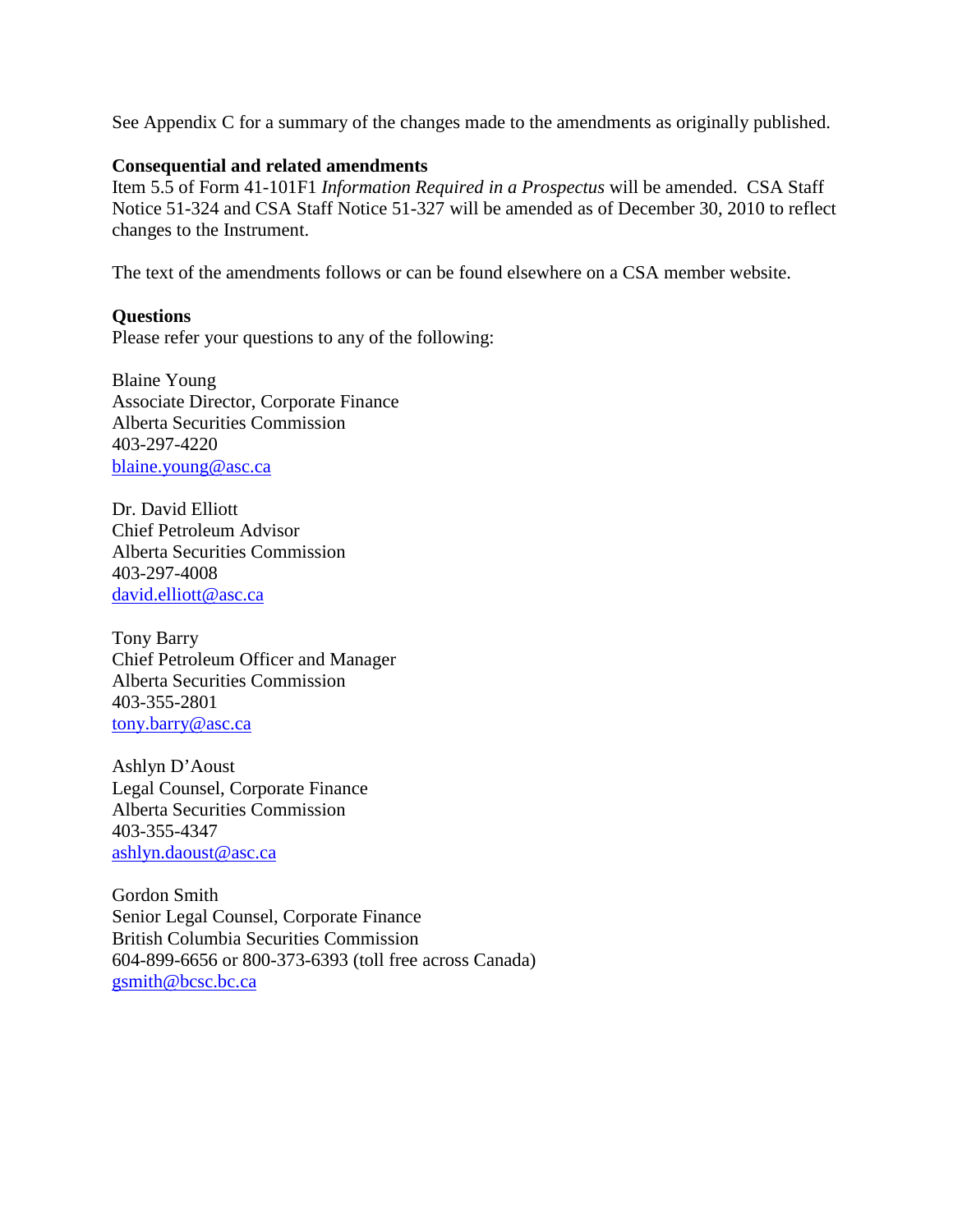See Appendix C for a summary of the changes made to the amendments as originally published.

**Consequential and related amendments**

Item 5.5 of Form 41-101F1 *Information Required in a Prospectus* will be amended. CSA Staff Notice 51-324 and CSA Staff Notice 51-327 will be amended as of December 30, 2010 to reflect changes to the Instrument.

The text of the amendments follows or can be found elsewhere on a CSA member website.

**Questions**

Please refer your questions to any of the following:

Blaine Young
Associate Director, Corporate Finance
Alberta Securities Commission
403-297-4220
blaine.young@asc.ca

Dr. David Elliott
Chief Petroleum Advisor
Alberta Securities Commission
403-297-4008
david.elliott@asc.ca

Tony Barry
Chief Petroleum Officer and Manager
Alberta Securities Commission
403-355-2801
tony.barry@asc.ca

Ashlyn D'Aoust
Legal Counsel, Corporate Finance
Alberta Securities Commission
403-355-4347
ashlyn.daoust@asc.ca

Gordon Smith
Senior Legal Counsel, Corporate Finance
British Columbia Securities Commission
604-899-6656 or 800-373-6393 (toll free across Canada)
gsmith@bcsc.bc.ca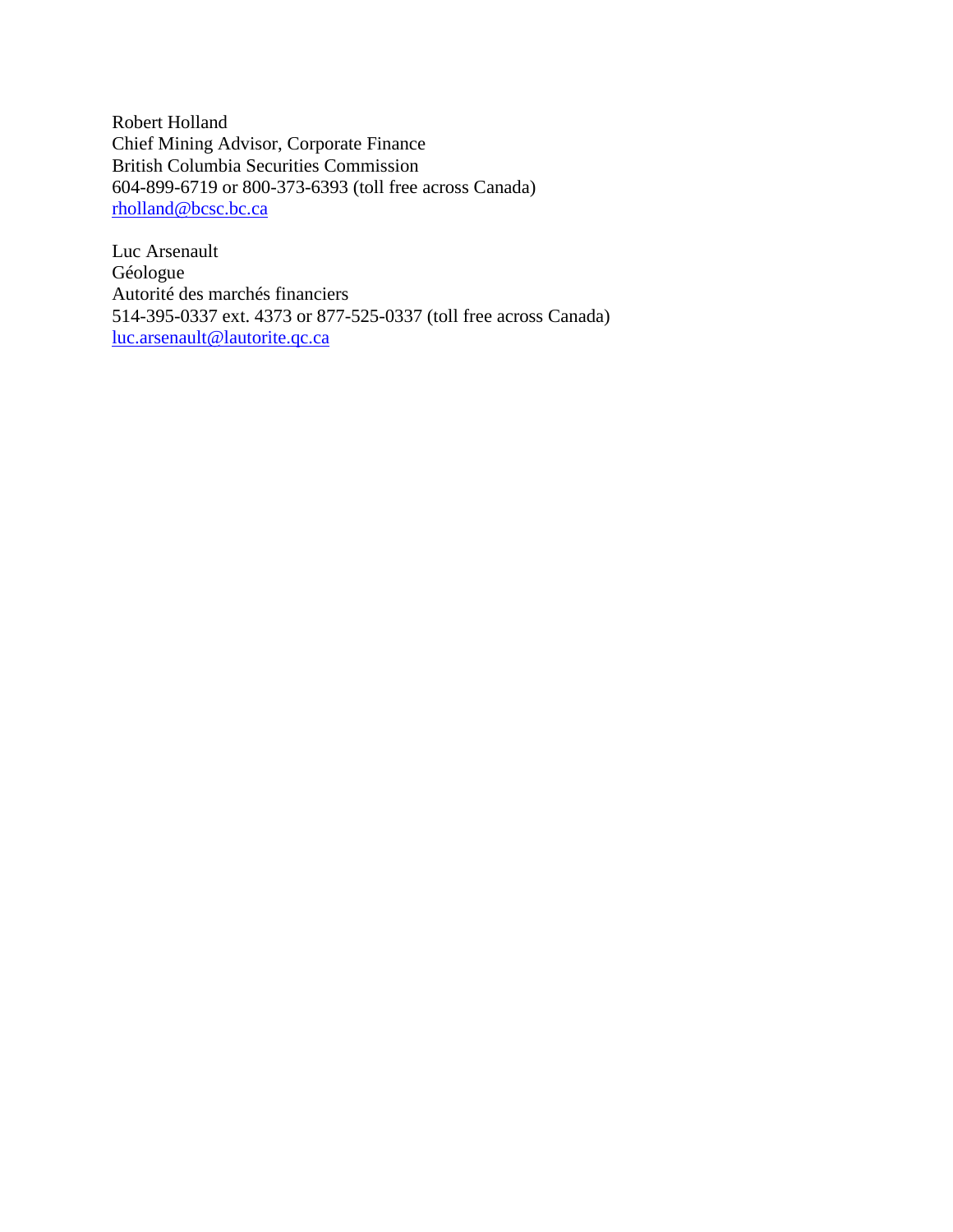Robert Holland
Chief Mining Advisor, Corporate Finance
British Columbia Securities Commission
604-899-6719 or 800-373-6393 (toll free across Canada)
rholland@bcsc.bc.ca

Luc Arsenault
Géologue
Autorité des marchés financiers
514-395-0337 ext. 4373 or 877-525-0337 (toll free across Canada)
luc.arsenault@lautorite.qc.ca